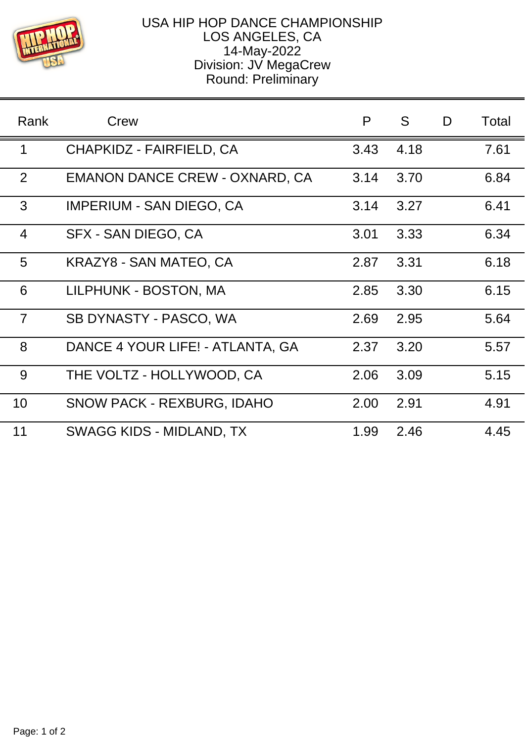# USA HIP HOP DANCE CHAMPIONSHIP

LOS ANGELES, CA
14-May-2022
Division: JV MegaCrew
Round: Preliminary

| Rank | Crew | P | S | D | Total |
|---|---|---|---|---|---|
| 1 | CHAPKIDZ - FAIRFIELD, CA | 3.43 | 4.18 | | 7.61 |
| 2 | EMANON DANCE CREW - OXNARD, CA | 3.14 | 3.70 | | 6.84 |
| 3 | IMPERIUM - SAN DIEGO, CA | 3.14 | 3.27 | | 6.41 |
| 4 | SFX - SAN DIEGO, CA | 3.01 | 3.33 | | 6.34 |
| 5 | KRAZY8 - SAN MATEO, CA | 2.87 | 3.31 | | 6.18 |
| 6 | LILPHUNK - BOSTON, MA | 2.85 | 3.30 | | 6.15 |
| 7 | SB DYNASTY - PASCO, WA | 2.69 | 2.95 | | 5.64 |
| 8 | DANCE 4 YOUR LIFE! - ATLANTA, GA | 2.37 | 3.20 | | 5.57 |
| 9 | THE VOLTZ - HOLLYWOOD, CA | 2.06 | 3.09 | | 5.15 |
| 10 | SNOW PACK - REXBURG, IDAHO | 2.00 | 2.91 | | 4.91 |
| 11 | SWAGG KIDS - MIDLAND, TX | 1.99 | 2.46 | | 4.45 |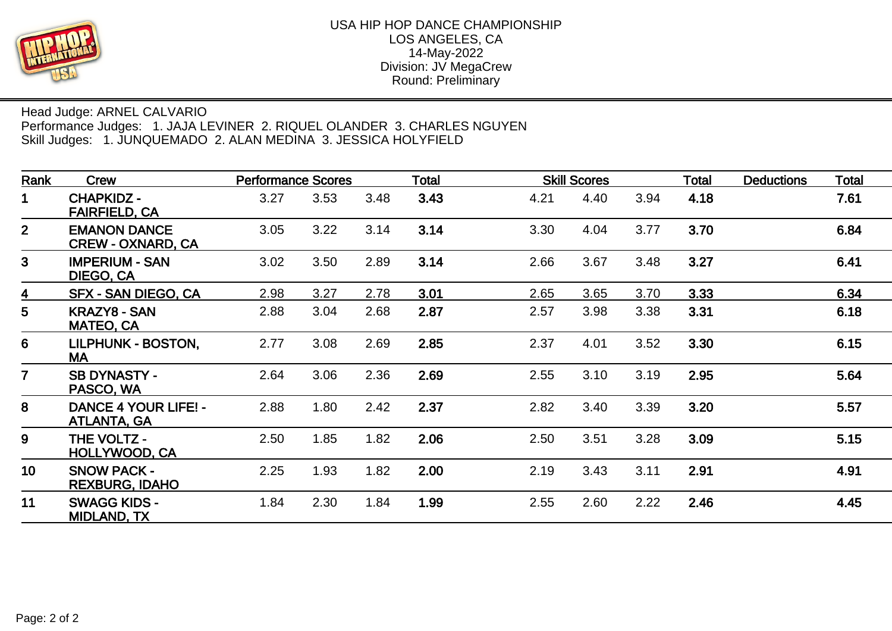USA HIP HOP DANCE CHAMPIONSHIP
LOS ANGELES, CA
14-May-2022
Division: JV MegaCrew
Round: Preliminary

Head Judge: ARNEL CALVARIO
Performance Judges: 1. JAJA LEVINER 2. RIQUEL OLANDER 3. CHARLES NGUYEN
Skill Judges: 1. JUNQUEMADO 2. ALAN MEDINA 3. JESSICA HOLYFIELD

| Rank | Crew | Performance Scores | | | Total | Skill Scores | | | Total | Deductions | Total |
|---|---|---|---|---|---|---|---|---|---|---|---|
| 1 | CHAPKIDZ - FAIRFIELD, CA | 3.27 | 3.53 | 3.48 | 3.43 | 4.21 | 4.40 | 3.94 | 4.18 | | 7.61 |
| 2 | EMANON DANCE CREW - OXNARD, CA | 3.05 | 3.22 | 3.14 | 3.14 | 3.30 | 4.04 | 3.77 | 3.70 | | 6.84 |
| 3 | IMPERIUM - SAN DIEGO, CA | 3.02 | 3.50 | 2.89 | 3.14 | 2.66 | 3.67 | 3.48 | 3.27 | | 6.41 |
| 4 | SFX - SAN DIEGO, CA | 2.98 | 3.27 | 2.78 | 3.01 | 2.65 | 3.65 | 3.70 | 3.33 | | 6.34 |
| 5 | KRAZY8 - SAN MATEO, CA | 2.88 | 3.04 | 2.68 | 2.87 | 2.57 | 3.98 | 3.38 | 3.31 | | 6.18 |
| 6 | LILPHUNK - BOSTON, MA | 2.77 | 3.08 | 2.69 | 2.85 | 2.37 | 4.01 | 3.52 | 3.30 | | 6.15 |
| 7 | SB DYNASTY - PASCO, WA | 2.64 | 3.06 | 2.36 | 2.69 | 2.55 | 3.10 | 3.19 | 2.95 | | 5.64 |
| 8 | DANCE 4 YOUR LIFE! - ATLANTA, GA | 2.88 | 1.80 | 2.42 | 2.37 | 2.82 | 3.40 | 3.39 | 3.20 | | 5.57 |
| 9 | THE VOLTZ - HOLLYWOOD, CA | 2.50 | 1.85 | 1.82 | 2.06 | 2.50 | 3.51 | 3.28 | 3.09 | | 5.15 |
| 10 | SNOW PACK - REXBURG, IDAHO | 2.25 | 1.93 | 1.82 | 2.00 | 2.19 | 3.43 | 3.11 | 2.91 | | 4.91 |
| 11 | SWAGG KIDS - MIDLAND, TX | 1.84 | 2.30 | 1.84 | 1.99 | 2.55 | 2.60 | 2.22 | 2.46 | | 4.45 |